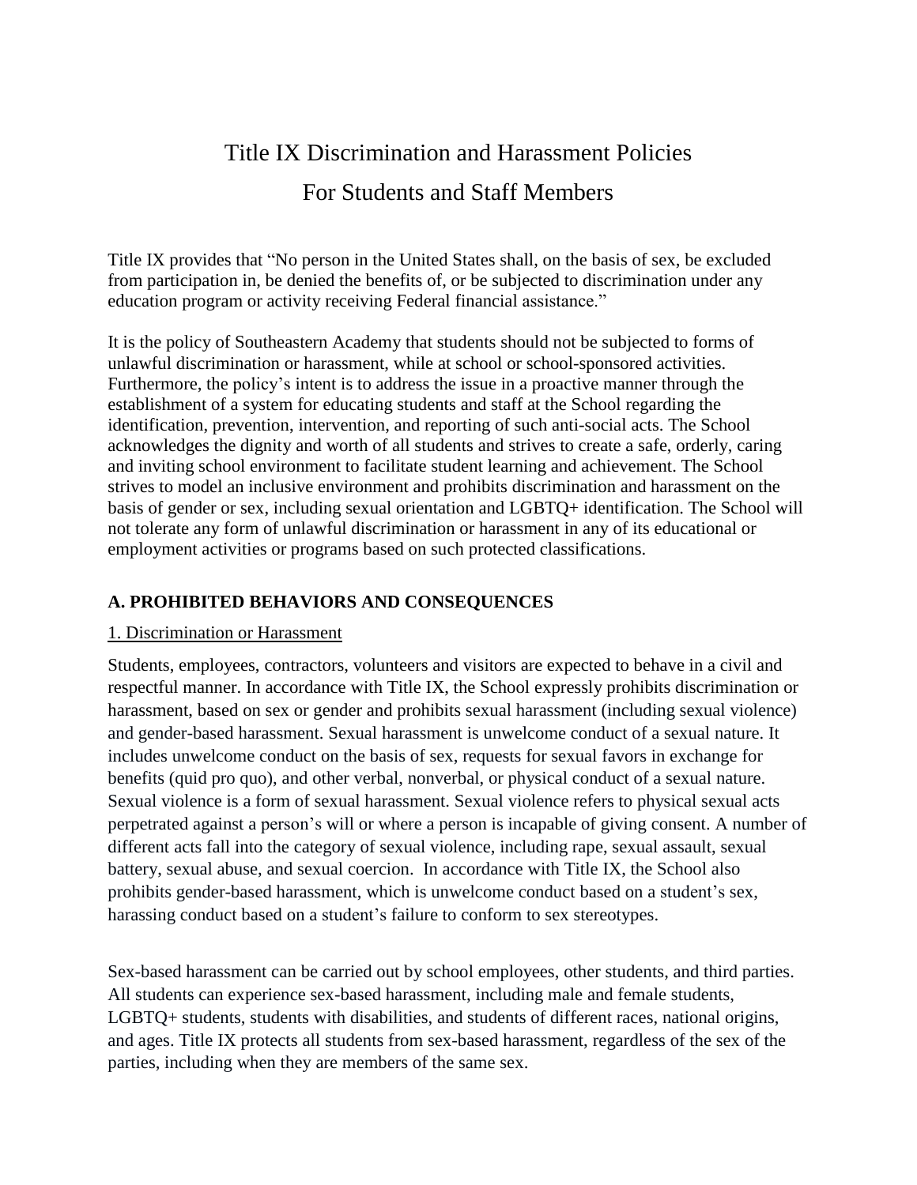# Title IX Discrimination and Harassment Policies
# For Students and Staff Members

Title IX provides that "No person in the United States shall, on the basis of sex, be excluded from participation in, be denied the benefits of, or be subjected to discrimination under any education program or activity receiving Federal financial assistance."

It is the policy of Southeastern Academy that students should not be subjected to forms of unlawful discrimination or harassment, while at school or school-sponsored activities. Furthermore, the policy's intent is to address the issue in a proactive manner through the establishment of a system for educating students and staff at the School regarding the identification, prevention, intervention, and reporting of such anti-social acts. The School acknowledges the dignity and worth of all students and strives to create a safe, orderly, caring and inviting school environment to facilitate student learning and achievement. The School strives to model an inclusive environment and prohibits discrimination and harassment on the basis of gender or sex, including sexual orientation and LGBTQ+ identification. The School will not tolerate any form of unlawful discrimination or harassment in any of its educational or employment activities or programs based on such protected classifications.

## A. PROHIBITED BEHAVIORS AND CONSEQUENCES

### 1. Discrimination or Harassment

Students, employees, contractors, volunteers and visitors are expected to behave in a civil and respectful manner. In accordance with Title IX, the School expressly prohibits discrimination or harassment, based on sex or gender and prohibits sexual harassment (including sexual violence) and gender-based harassment. Sexual harassment is unwelcome conduct of a sexual nature. It includes unwelcome conduct on the basis of sex, requests for sexual favors in exchange for benefits (quid pro quo), and other verbal, nonverbal, or physical conduct of a sexual nature. Sexual violence is a form of sexual harassment. Sexual violence refers to physical sexual acts perpetrated against a person's will or where a person is incapable of giving consent. A number of different acts fall into the category of sexual violence, including rape, sexual assault, sexual battery, sexual abuse, and sexual coercion. In accordance with Title IX, the School also prohibits gender-based harassment, which is unwelcome conduct based on a student's sex, harassing conduct based on a student's failure to conform to sex stereotypes.

Sex-based harassment can be carried out by school employees, other students, and third parties. All students can experience sex-based harassment, including male and female students, LGBTQ+ students, students with disabilities, and students of different races, national origins, and ages. Title IX protects all students from sex-based harassment, regardless of the sex of the parties, including when they are members of the same sex.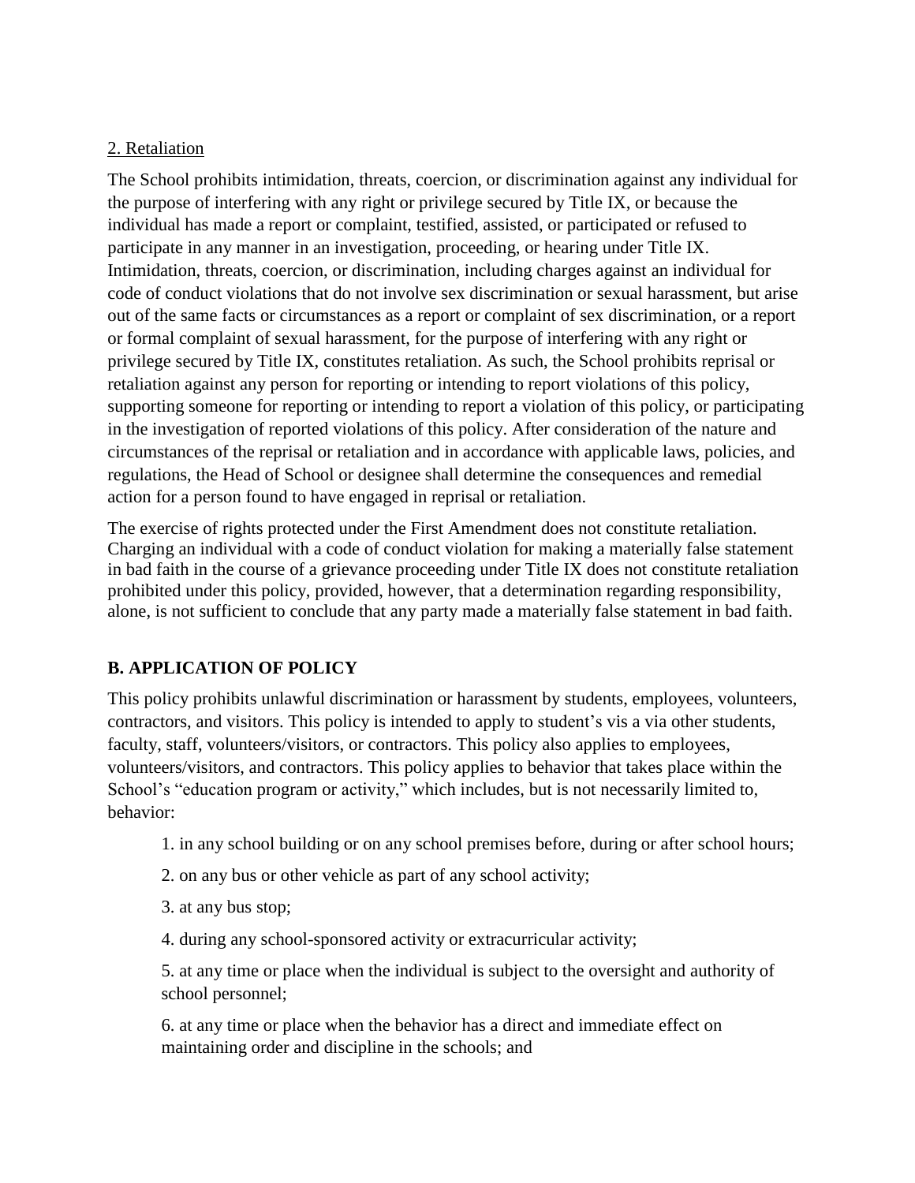2. Retaliation

The School prohibits intimidation, threats, coercion, or discrimination against any individual for the purpose of interfering with any right or privilege secured by Title IX, or because the individual has made a report or complaint, testified, assisted, or participated or refused to participate in any manner in an investigation, proceeding, or hearing under Title IX. Intimidation, threats, coercion, or discrimination, including charges against an individual for code of conduct violations that do not involve sex discrimination or sexual harassment, but arise out of the same facts or circumstances as a report or complaint of sex discrimination, or a report or formal complaint of sexual harassment, for the purpose of interfering with any right or privilege secured by Title IX, constitutes retaliation. As such, the School prohibits reprisal or retaliation against any person for reporting or intending to report violations of this policy, supporting someone for reporting or intending to report a violation of this policy, or participating in the investigation of reported violations of this policy. After consideration of the nature and circumstances of the reprisal or retaliation and in accordance with applicable laws, policies, and regulations, the Head of School or designee shall determine the consequences and remedial action for a person found to have engaged in reprisal or retaliation.

The exercise of rights protected under the First Amendment does not constitute retaliation. Charging an individual with a code of conduct violation for making a materially false statement in bad faith in the course of a grievance proceeding under Title IX does not constitute retaliation prohibited under this policy, provided, however, that a determination regarding responsibility, alone, is not sufficient to conclude that any party made a materially false statement in bad faith.

## B. APPLICATION OF POLICY

This policy prohibits unlawful discrimination or harassment by students, employees, volunteers, contractors, and visitors. This policy is intended to apply to student's vis a via other students, faculty, staff, volunteers/visitors, or contractors. This policy also applies to employees, volunteers/visitors, and contractors. This policy applies to behavior that takes place within the School's "education program or activity," which includes, but is not necessarily limited to, behavior:

1. in any school building or on any school premises before, during or after school hours;
2. on any bus or other vehicle as part of any school activity;
3. at any bus stop;
4. during any school-sponsored activity or extracurricular activity;
5. at any time or place when the individual is subject to the oversight and authority of school personnel;
6. at any time or place when the behavior has a direct and immediate effect on maintaining order and discipline in the schools; and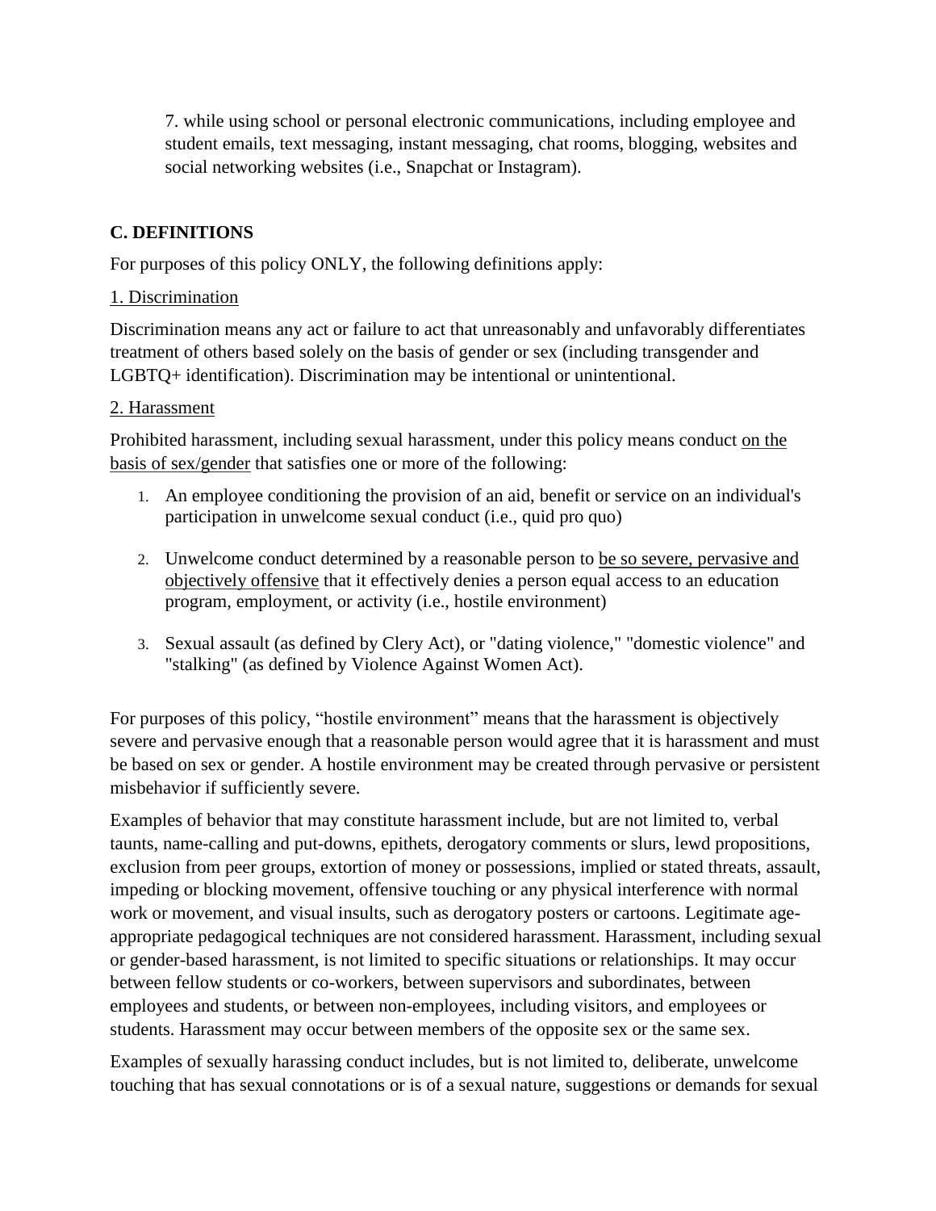7. while using school or personal electronic communications, including employee and student emails, text messaging, instant messaging, chat rooms, blogging, websites and social networking websites (i.e., Snapchat or Instagram).

## C. DEFINITIONS

For purposes of this policy ONLY, the following definitions apply:

1. Discrimination

Discrimination means any act or failure to act that unreasonably and unfavorably differentiates treatment of others based solely on the basis of gender or sex (including transgender and LGBTQ+ identification). Discrimination may be intentional or unintentional.

2. Harassment

Prohibited harassment, including sexual harassment, under this policy means conduct on the basis of sex/gender that satisfies one or more of the following:

1. An employee conditioning the provision of an aid, benefit or service on an individual's participation in unwelcome sexual conduct (i.e., quid pro quo)
2. Unwelcome conduct determined by a reasonable person to be so severe, pervasive and objectively offensive that it effectively denies a person equal access to an education program, employment, or activity (i.e., hostile environment)
3. Sexual assault (as defined by Clery Act), or "dating violence," "domestic violence" and "stalking" (as defined by Violence Against Women Act).

For purposes of this policy, "hostile environment" means that the harassment is objectively severe and pervasive enough that a reasonable person would agree that it is harassment and must be based on sex or gender. A hostile environment may be created through pervasive or persistent misbehavior if sufficiently severe.

Examples of behavior that may constitute harassment include, but are not limited to, verbal taunts, name-calling and put-downs, epithets, derogatory comments or slurs, lewd propositions, exclusion from peer groups, extortion of money or possessions, implied or stated threats, assault, impeding or blocking movement, offensive touching or any physical interference with normal work or movement, and visual insults, such as derogatory posters or cartoons. Legitimate age-appropriate pedagogical techniques are not considered harassment. Harassment, including sexual or gender-based harassment, is not limited to specific situations or relationships. It may occur between fellow students or co-workers, between supervisors and subordinates, between employees and students, or between non-employees, including visitors, and employees or students. Harassment may occur between members of the opposite sex or the same sex.

Examples of sexually harassing conduct includes, but is not limited to, deliberate, unwelcome touching that has sexual connotations or is of a sexual nature, suggestions or demands for sexual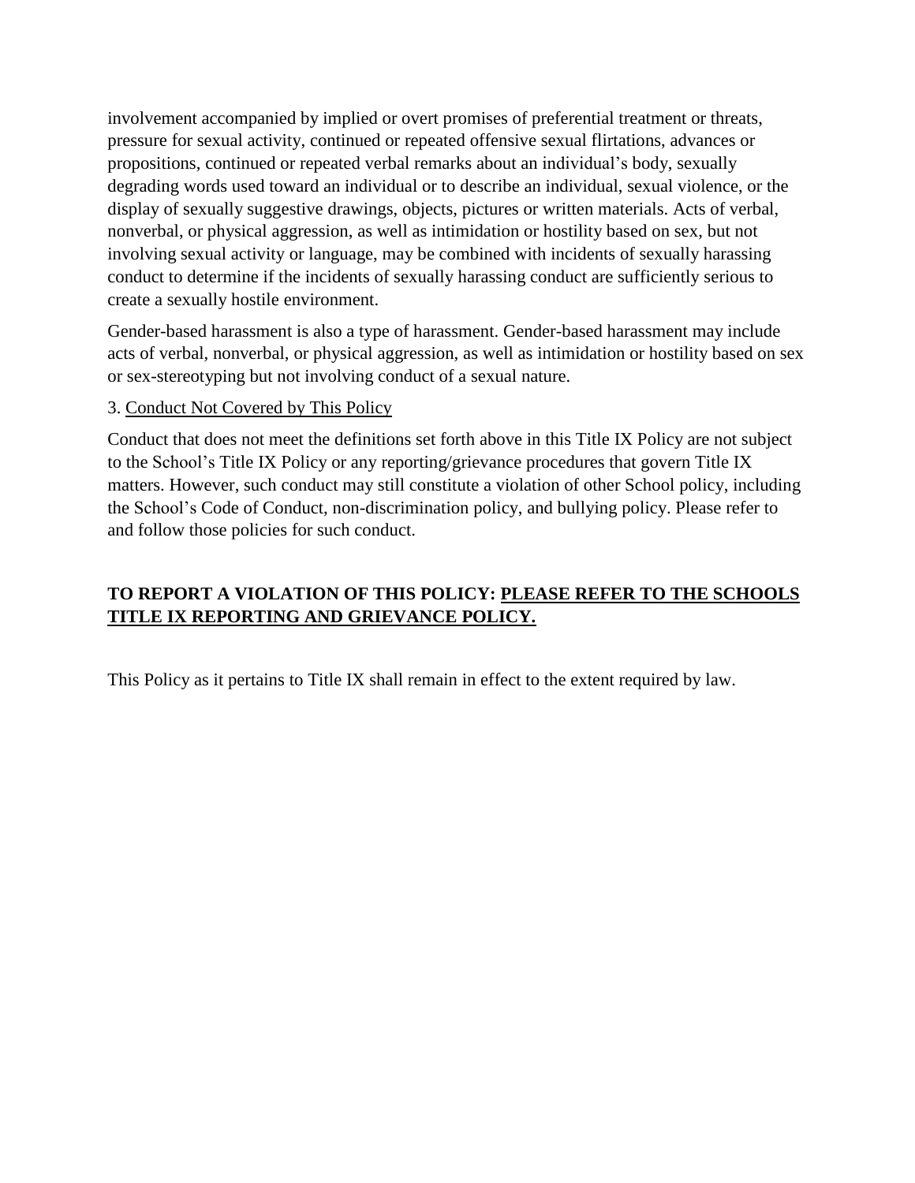involvement accompanied by implied or overt promises of preferential treatment or threats, pressure for sexual activity, continued or repeated offensive sexual flirtations, advances or propositions, continued or repeated verbal remarks about an individual's body, sexually degrading words used toward an individual or to describe an individual, sexual violence, or the display of sexually suggestive drawings, objects, pictures or written materials. Acts of verbal, nonverbal, or physical aggression, as well as intimidation or hostility based on sex, but not involving sexual activity or language, may be combined with incidents of sexually harassing conduct to determine if the incidents of sexually harassing conduct are sufficiently serious to create a sexually hostile environment.

Gender-based harassment is also a type of harassment. Gender-based harassment may include acts of verbal, nonverbal, or physical aggression, as well as intimidation or hostility based on sex or sex-stereotyping but not involving conduct of a sexual nature.

3. Conduct Not Covered by This Policy

Conduct that does not meet the definitions set forth above in this Title IX Policy are not subject to the School's Title IX Policy or any reporting/grievance procedures that govern Title IX matters. However, such conduct may still constitute a violation of other School policy, including the School's Code of Conduct, non-discrimination policy, and bullying policy. Please refer to and follow those policies for such conduct.

**TO REPORT A VIOLATION OF THIS POLICY: PLEASE REFER TO THE SCHOOLS TITLE IX REPORTING AND GRIEVANCE POLICY.**

This Policy as it pertains to Title IX shall remain in effect to the extent required by law.